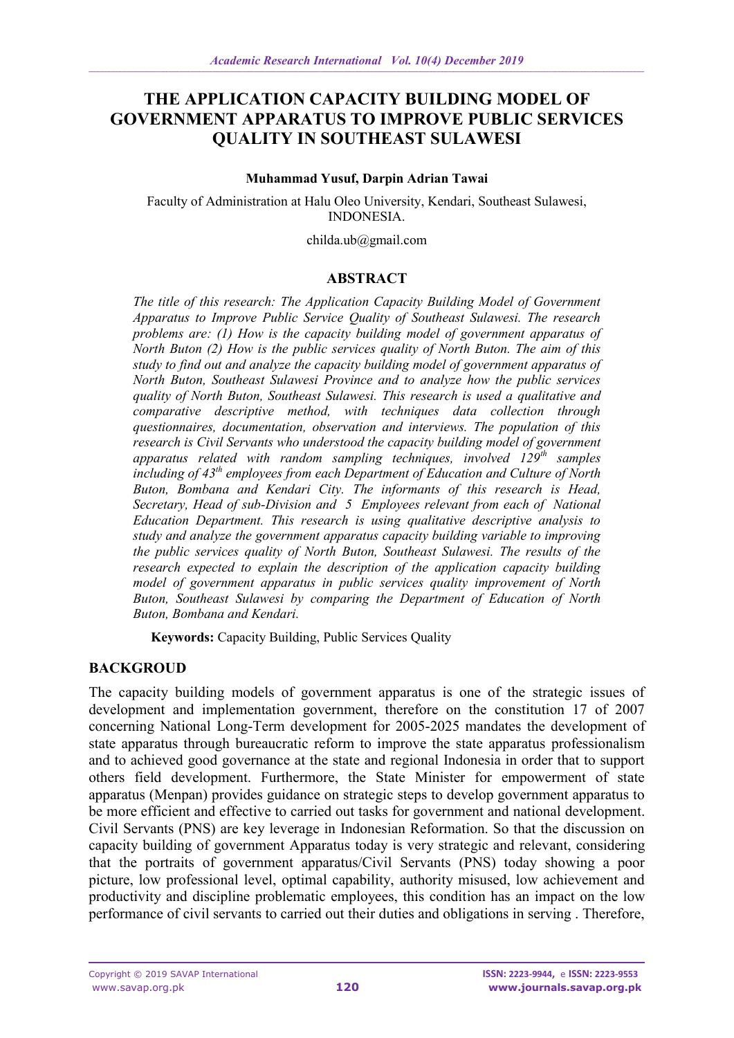# THE APPLICATION CAPACITY BUILDING MODEL OF GOVERNMENT APPARATUS TO IMPROVE PUBLIC SERVICES QUALITY IN SOUTHEAST SULAWESI

**Muhammad Yusuf, Darpin Adrian Tawai**

Faculty of Administration at Halu Oleo University, Kendari, Southeast Sulawesi, INDONESIA.

childa.ub@gmail.com

## ABSTRACT

*The title of this research: The Application Capacity Building Model of Government Apparatus to Improve Public Service Quality of Southeast Sulawesi. The research problems are: (1) How is the capacity building model of government apparatus of North Buton (2) How is the public services quality of North Buton. The aim of this study to find out and analyze the capacity building model of government apparatus of North Buton, Southeast Sulawesi Province and to analyze how the public services quality of North Buton, Southeast Sulawesi. This research is used a qualitative and comparative descriptive method, with techniques data collection through questionnaires, documentation, observation and interviews. The population of this research is Civil Servants who understood the capacity building model of government apparatus related with random sampling techniques, involved 129th samples including of 43th employees from each Department of Education and Culture of North Buton, Bombana and Kendari City. The informants of this research is Head, Secretary, Head of sub-Division and 5 Employees relevant from each of National Education Department. This research is using qualitative descriptive analysis to study and analyze the government apparatus capacity building variable to improving the public services quality of North Buton, Southeast Sulawesi. The results of the research expected to explain the description of the application capacity building model of government apparatus in public services quality improvement of North Buton, Southeast Sulawesi by comparing the Department of Education of North Buton, Bombana and Kendari.*

**Keywords:** Capacity Building, Public Services Quality

## BACKGROUD

The capacity building models of government apparatus is one of the strategic issues of development and implementation government, therefore on the constitution 17 of 2007 concerning National Long-Term development for 2005-2025 mandates the development of state apparatus through bureaucratic reform to improve the state apparatus professionalism and to achieved good governance at the state and regional Indonesia in order that to support others field development. Furthermore, the State Minister for empowerment of state apparatus (Menpan) provides guidance on strategic steps to develop government apparatus to be more efficient and effective to carried out tasks for government and national development. Civil Servants (PNS) are key leverage in Indonesian Reformation. So that the discussion on capacity building of government Apparatus today is very strategic and relevant, considering that the portraits of government apparatus/Civil Servants (PNS) today showing a poor picture, low professional level, optimal capability, authority misused, low achievement and productivity and discipline problematic employees, this condition has an impact on the low performance of civil servants to carried out their duties and obligations in serving . Therefore,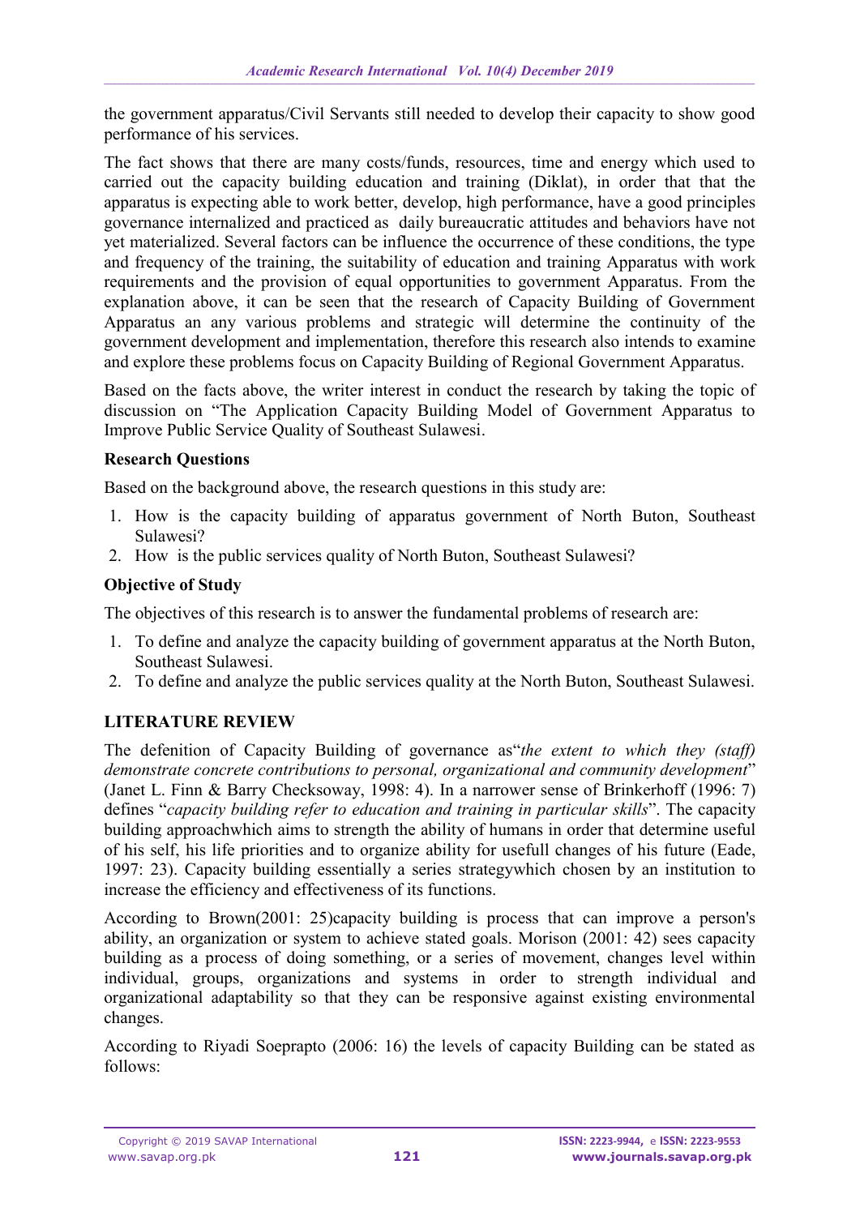the government apparatus/Civil Servants still needed to develop their capacity to show good performance of his services.

The fact shows that there are many costs/funds, resources, time and energy which used to carried out the capacity building education and training (Diklat), in order that that the apparatus is expecting able to work better, develop, high performance, have a good principles governance internalized and practiced as daily bureaucratic attitudes and behaviors have not yet materialized. Several factors can be influence the occurrence of these conditions, the type and frequency of the training, the suitability of education and training Apparatus with work requirements and the provision of equal opportunities to government Apparatus. From the explanation above, it can be seen that the research of Capacity Building of Government Apparatus an any various problems and strategic will determine the continuity of the government development and implementation, therefore this research also intends to examine and explore these problems focus on Capacity Building of Regional Government Apparatus.

Based on the facts above, the writer interest in conduct the research by taking the topic of discussion on "The Application Capacity Building Model of Government Apparatus to Improve Public Service Quality of Southeast Sulawesi.

**Research Questions**

Based on the background above, the research questions in this study are:

1. How is the capacity building of apparatus government of North Buton, Southeast Sulawesi?
2. How is the public services quality of North Buton, Southeast Sulawesi?

**Objective of Study**

The objectives of this research is to answer the fundamental problems of research are:

1. To define and analyze the capacity building of government apparatus at the North Buton, Southeast Sulawesi.
2. To define and analyze the public services quality at the North Buton, Southeast Sulawesi.

## LITERATURE REVIEW

The defenition of Capacity Building of governance as"*the extent to which they (staff) demonstrate concrete contributions to personal, organizational and community development*" (Janet L. Finn & Barry Checksoway, 1998: 4). In a narrower sense of Brinkerhoff (1996: 7) defines "*capacity building refer to education and training in particular skills*". The capacity building approachwhich aims to strength the ability of humans in order that determine useful of his self, his life priorities and to organize ability for usefull changes of his future (Eade, 1997: 23). Capacity building essentially a series strategywhich chosen by an institution to increase the efficiency and effectiveness of its functions.

According to Brown(2001: 25)capacity building is process that can improve a person's ability, an organization or system to achieve stated goals. Morison (2001: 42) sees capacity building as a process of doing something, or a series of movement, changes level within individual, groups, organizations and systems in order to strength individual and organizational adaptability so that they can be responsive against existing environmental changes.

According to Riyadi Soeprapto (2006: 16) the levels of capacity Building can be stated as follows: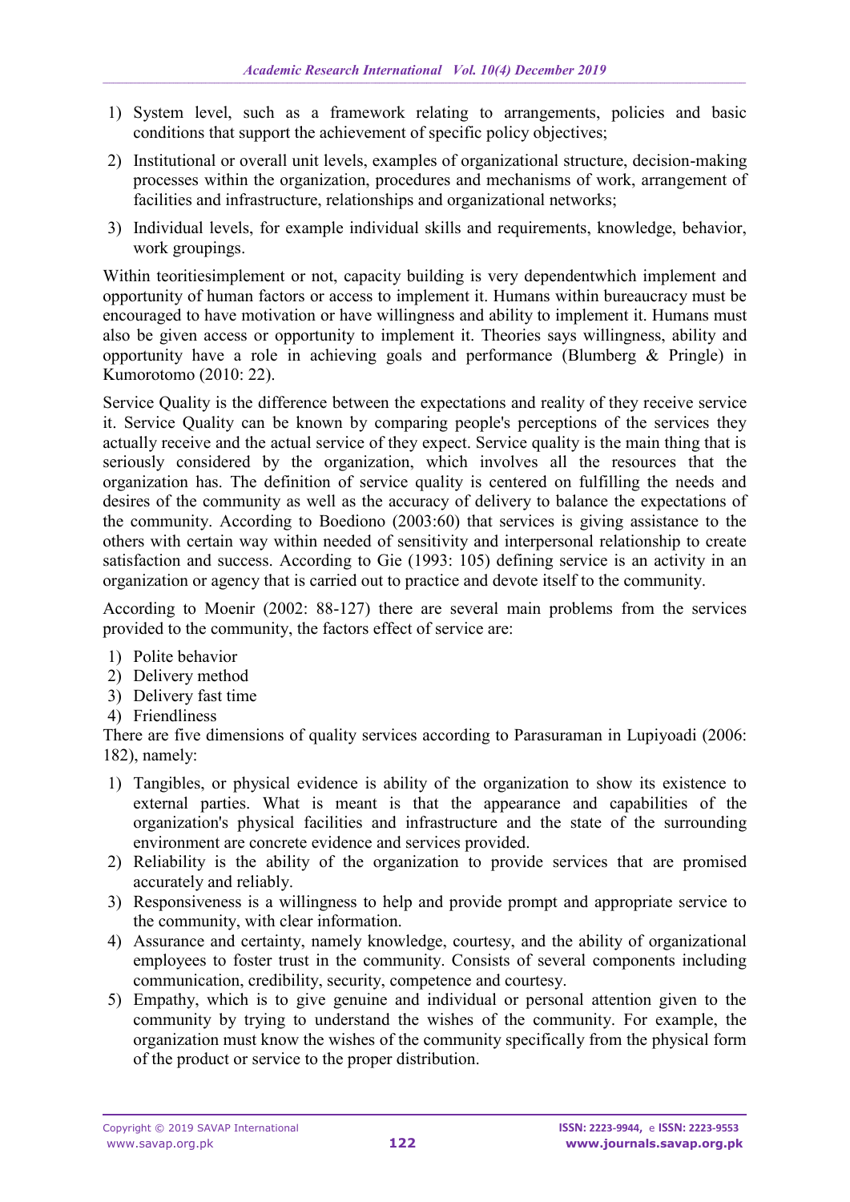1) System level, such as a framework relating to arrangements, policies and basic conditions that support the achievement of specific policy objectives;
2) Institutional or overall unit levels, examples of organizational structure, decision-making processes within the organization, procedures and mechanisms of work, arrangement of facilities and infrastructure, relationships and organizational networks;
3) Individual levels, for example individual skills and requirements, knowledge, behavior, work groupings.

Within teoritiesimplement or not, capacity building is very dependentwhich implement and opportunity of human factors or access to implement it. Humans within bureaucracy must be encouraged to have motivation or have willingness and ability to implement it. Humans must also be given access or opportunity to implement it. Theories says willingness, ability and opportunity have a role in achieving goals and performance (Blumberg & Pringle) in Kumorotomo (2010: 22).

Service Quality is the difference between the expectations and reality of they receive service it. Service Quality can be known by comparing people's perceptions of the services they actually receive and the actual service of they expect. Service quality is the main thing that is seriously considered by the organization, which involves all the resources that the organization has. The definition of service quality is centered on fulfilling the needs and desires of the community as well as the accuracy of delivery to balance the expectations of the community. According to Boediono (2003:60) that services is giving assistance to the others with certain way within needed of sensitivity and interpersonal relationship to create satisfaction and success. According to Gie (1993: 105) defining service is an activity in an organization or agency that is carried out to practice and devote itself to the community.

According to Moenir (2002: 88-127) there are several main problems from the services provided to the community, the factors effect of service are:

1) Polite behavior
2) Delivery method
3) Delivery fast time
4) Friendliness

There are five dimensions of quality services according to Parasuraman in Lupiyoadi (2006: 182), namely:

1) Tangibles, or physical evidence is ability of the organization to show its existence to external parties. What is meant is that the appearance and capabilities of the organization's physical facilities and infrastructure and the state of the surrounding environment are concrete evidence and services provided.
2) Reliability is the ability of the organization to provide services that are promised accurately and reliably.
3) Responsiveness is a willingness to help and provide prompt and appropriate service to the community, with clear information.
4) Assurance and certainty, namely knowledge, courtesy, and the ability of organizational employees to foster trust in the community. Consists of several components including communication, credibility, security, competence and courtesy.
5) Empathy, which is to give genuine and individual or personal attention given to the community by trying to understand the wishes of the community. For example, the organization must know the wishes of the community specifically from the physical form of the product or service to the proper distribution.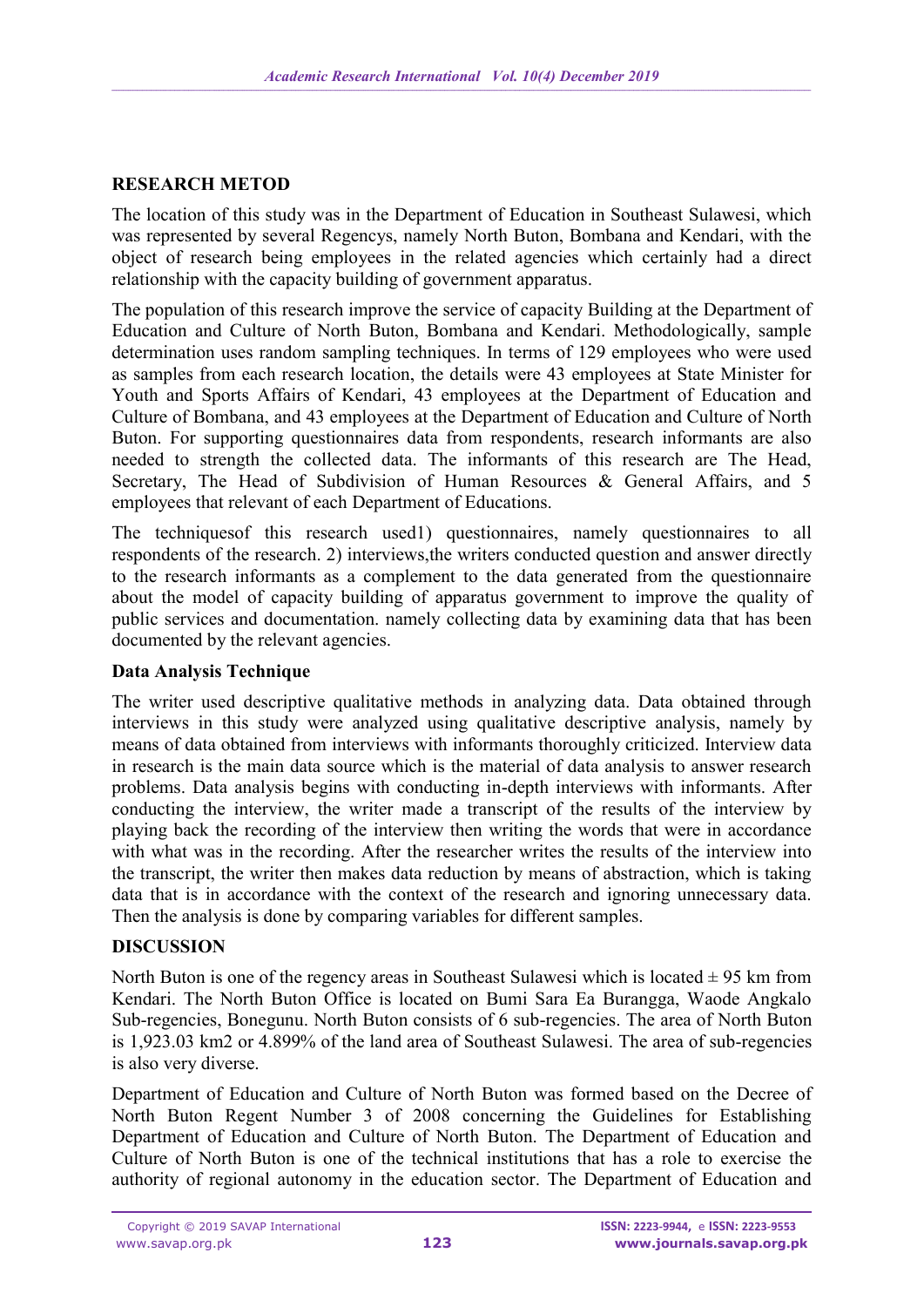## RESEARCH METOD

The location of this study was in the Department of Education in Southeast Sulawesi, which was represented by several Regencys, namely North Buton, Bombana and Kendari, with the object of research being employees in the related agencies which certainly had a direct relationship with the capacity building of government apparatus.

The population of this research improve the service of capacity Building at the Department of Education and Culture of North Buton, Bombana and Kendari. Methodologically, sample determination uses random sampling techniques. In terms of 129 employees who were used as samples from each research location, the details were 43 employees at State Minister for Youth and Sports Affairs of Kendari, 43 employees at the Department of Education and Culture of Bombana, and 43 employees at the Department of Education and Culture of North Buton. For supporting questionnaires data from respondents, research informants are also needed to strength the collected data. The informants of this research are The Head, Secretary, The Head of Subdivision of Human Resources & General Affairs, and 5 employees that relevant of each Department of Educations.

The techniquesof this research used1) questionnaires, namely questionnaires to all respondents of the research. 2) interviews,the writers conducted question and answer directly to the research informants as a complement to the data generated from the questionnaire about the model of capacity building of apparatus government to improve the quality of public services and documentation. namely collecting data by examining data that has been documented by the relevant agencies.

### Data Analysis Technique

The writer used descriptive qualitative methods in analyzing data. Data obtained through interviews in this study were analyzed using qualitative descriptive analysis, namely by means of data obtained from interviews with informants thoroughly criticized. Interview data in research is the main data source which is the material of data analysis to answer research problems. Data analysis begins with conducting in-depth interviews with informants. After conducting the interview, the writer made a transcript of the results of the interview by playing back the recording of the interview then writing the words that were in accordance with what was in the recording. After the researcher writes the results of the interview into the transcript, the writer then makes data reduction by means of abstraction, which is taking data that is in accordance with the context of the research and ignoring unnecessary data. Then the analysis is done by comparing variables for different samples.

## DISCUSSION

North Buton is one of the regency areas in Southeast Sulawesi which is located ± 95 km from Kendari. The North Buton Office is located on Bumi Sara Ea Burangga, Waode Angkalo Sub-regencies, Bonegunu. North Buton consists of 6 sub-regencies. The area of North Buton is 1,923.03 km2 or 4.899% of the land area of Southeast Sulawesi. The area of sub-regencies is also very diverse.

Department of Education and Culture of North Buton was formed based on the Decree of North Buton Regent Number 3 of 2008 concerning the Guidelines for Establishing Department of Education and Culture of North Buton. The Department of Education and Culture of North Buton is one of the technical institutions that has a role to exercise the authority of regional autonomy in the education sector. The Department of Education and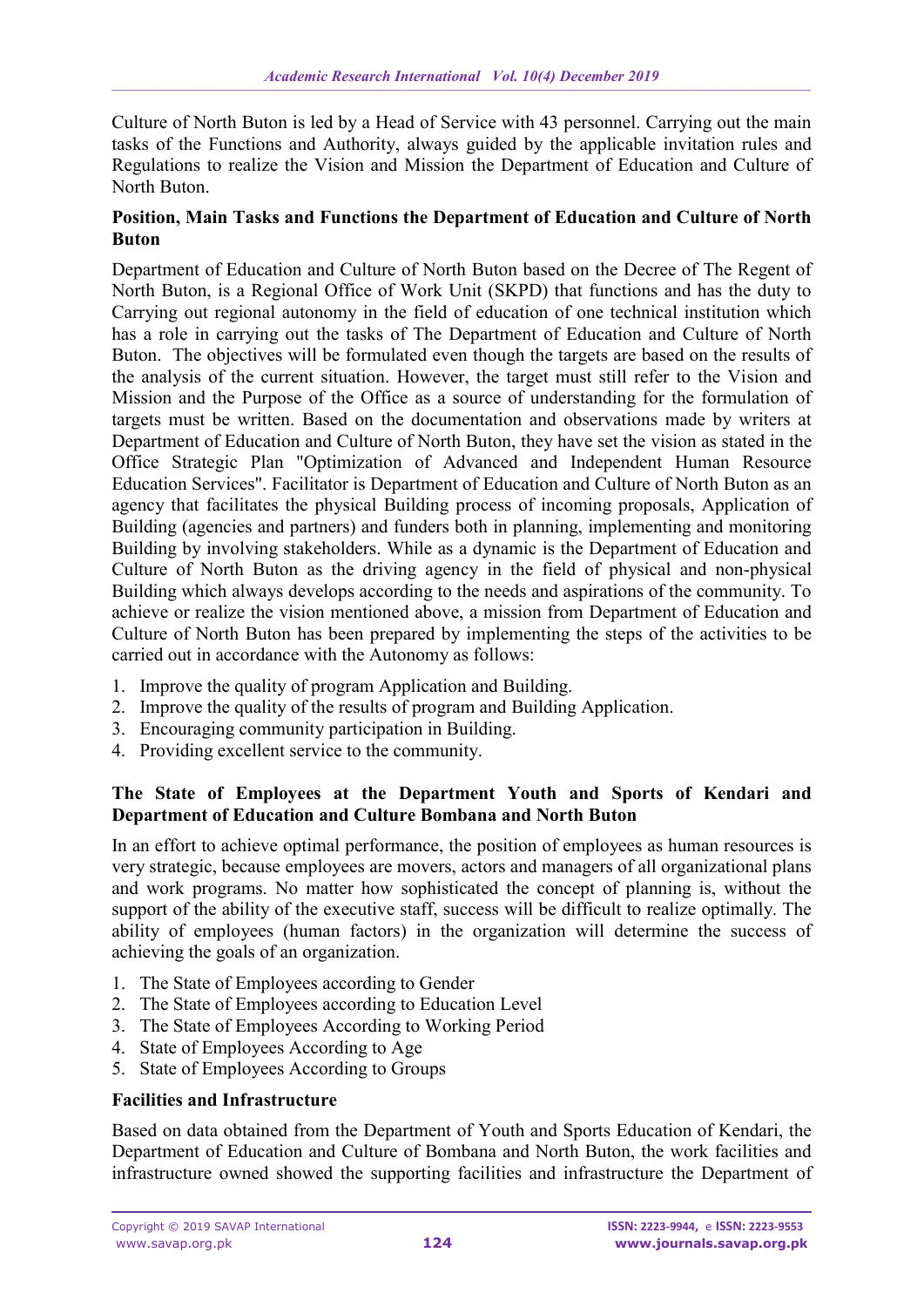Culture of North Buton is led by a Head of Service with 43 personnel. Carrying out the main tasks of the Functions and Authority, always guided by the applicable invitation rules and Regulations to realize the Vision and Mission the Department of Education and Culture of North Buton.

**Position, Main Tasks and Functions the Department of Education and Culture of North Buton**

Department of Education and Culture of North Buton based on the Decree of The Regent of North Buton, is a Regional Office of Work Unit (SKPD) that functions and has the duty to Carrying out regional autonomy in the field of education of one technical institution which has a role in carrying out the tasks of The Department of Education and Culture of North Buton. The objectives will be formulated even though the targets are based on the results of the analysis of the current situation. However, the target must still refer to the Vision and Mission and the Purpose of the Office as a source of understanding for the formulation of targets must be written. Based on the documentation and observations made by writers at Department of Education and Culture of North Buton, they have set the vision as stated in the Office Strategic Plan "Optimization of Advanced and Independent Human Resource Education Services". Facilitator is Department of Education and Culture of North Buton as an agency that facilitates the physical Building process of incoming proposals, Application of Building (agencies and partners) and funders both in planning, implementing and monitoring Building by involving stakeholders. While as a dynamic is the Department of Education and Culture of North Buton as the driving agency in the field of physical and non-physical Building which always develops according to the needs and aspirations of the community. To achieve or realize the vision mentioned above, a mission from Department of Education and Culture of North Buton has been prepared by implementing the steps of the activities to be carried out in accordance with the Autonomy as follows:

1. Improve the quality of program Application and Building.
2. Improve the quality of the results of program and Building Application.
3. Encouraging community participation in Building.
4. Providing excellent service to the community.

**The State of Employees at the Department Youth and Sports of Kendari and Department of Education and Culture Bombana and North Buton**

In an effort to achieve optimal performance, the position of employees as human resources is very strategic, because employees are movers, actors and managers of all organizational plans and work programs. No matter how sophisticated the concept of planning is, without the support of the ability of the executive staff, success will be difficult to realize optimally. The ability of employees (human factors) in the organization will determine the success of achieving the goals of an organization.

1. The State of Employees according to Gender
2. The State of Employees according to Education Level
3. The State of Employees According to Working Period
4. State of Employees According to Age
5. State of Employees According to Groups

**Facilities and Infrastructure**

Based on data obtained from the Department of Youth and Sports Education of Kendari, the Department of Education and Culture of Bombana and North Buton, the work facilities and infrastructure owned showed the supporting facilities and infrastructure the Department of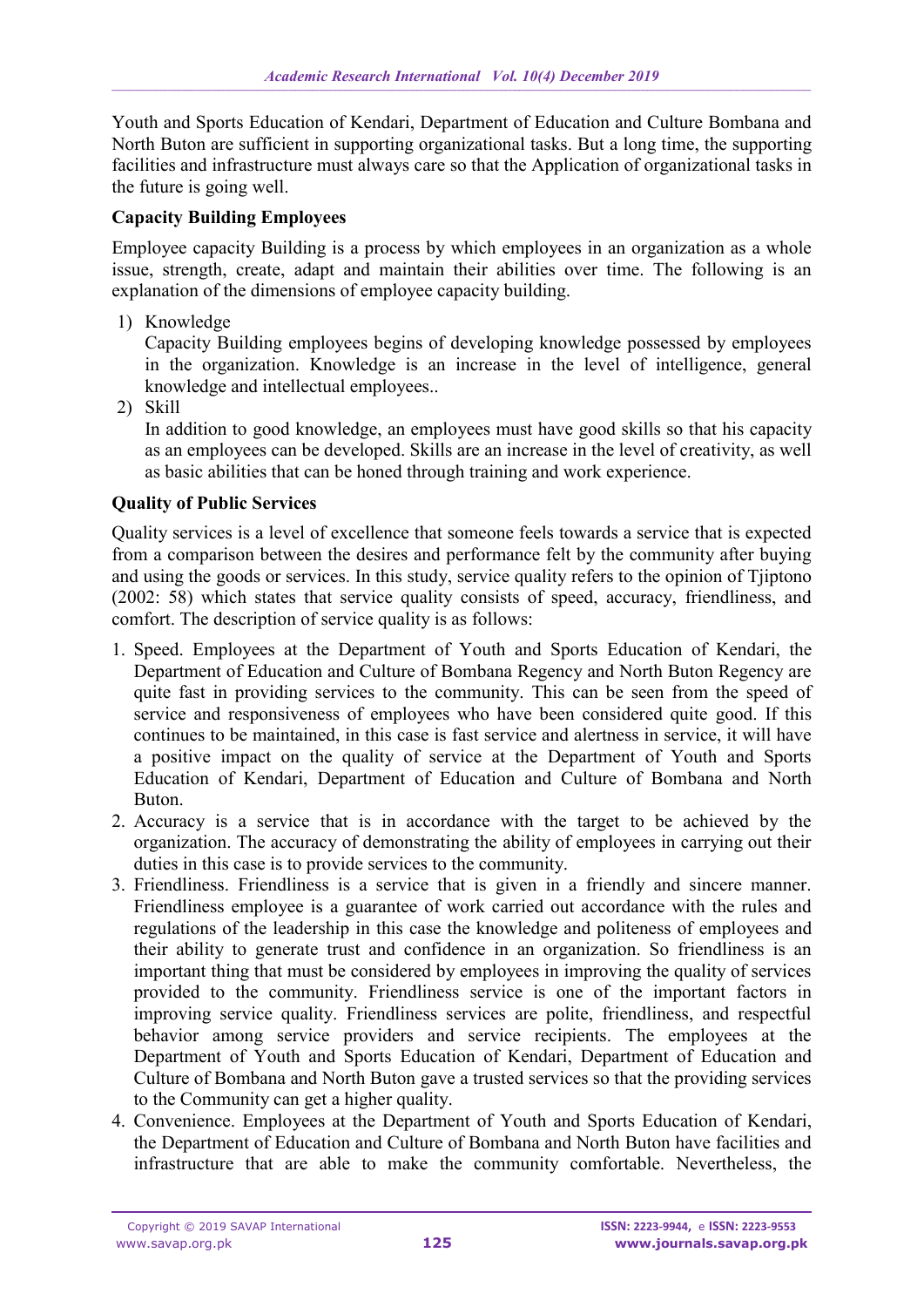Youth and Sports Education of Kendari, Department of Education and Culture Bombana and North Buton are sufficient in supporting organizational tasks. But a long time, the supporting facilities and infrastructure must always care so that the Application of organizational tasks in the future is going well.

**Capacity Building Employees**

Employee capacity Building is a process by which employees in an organization as a whole issue, strength, create, adapt and maintain their abilities over time. The following is an explanation of the dimensions of employee capacity building.

1) Knowledge
   Capacity Building employees begins of developing knowledge possessed by employees in the organization. Knowledge is an increase in the level of intelligence, general knowledge and intellectual employees..
2) Skill
   In addition to good knowledge, an employees must have good skills so that his capacity as an employees can be developed. Skills are an increase in the level of creativity, as well as basic abilities that can be honed through training and work experience.

**Quality of Public Services**

Quality services is a level of excellence that someone feels towards a service that is expected from a comparison between the desires and performance felt by the community after buying and using the goods or services. In this study, service quality refers to the opinion of Tjiptono (2002: 58) which states that service quality consists of speed, accuracy, friendliness, and comfort. The description of service quality is as follows:

1. Speed. Employees at the Department of Youth and Sports Education of Kendari, the Department of Education and Culture of Bombana Regency and North Buton Regency are quite fast in providing services to the community. This can be seen from the speed of service and responsiveness of employees who have been considered quite good. If this continues to be maintained, in this case is fast service and alertness in service, it will have a positive impact on the quality of service at the Department of Youth and Sports Education of Kendari, Department of Education and Culture of Bombana and North Buton.
2. Accuracy is a service that is in accordance with the target to be achieved by the organization. The accuracy of demonstrating the ability of employees in carrying out their duties in this case is to provide services to the community.
3. Friendliness. Friendliness is a service that is given in a friendly and sincere manner. Friendliness employee is a guarantee of work carried out accordance with the rules and regulations of the leadership in this case the knowledge and politeness of employees and their ability to generate trust and confidence in an organization. So friendliness is an important thing that must be considered by employees in improving the quality of services provided to the community. Friendliness service is one of the important factors in improving service quality. Friendliness services are polite, friendliness, and respectful behavior among service providers and service recipients. The employees at the Department of Youth and Sports Education of Kendari, Department of Education and Culture of Bombana and North Buton gave a trusted services so that the providing services to the Community can get a higher quality.
4. Convenience. Employees at the Department of Youth and Sports Education of Kendari, the Department of Education and Culture of Bombana and North Buton have facilities and infrastructure that are able to make the community comfortable. Nevertheless, the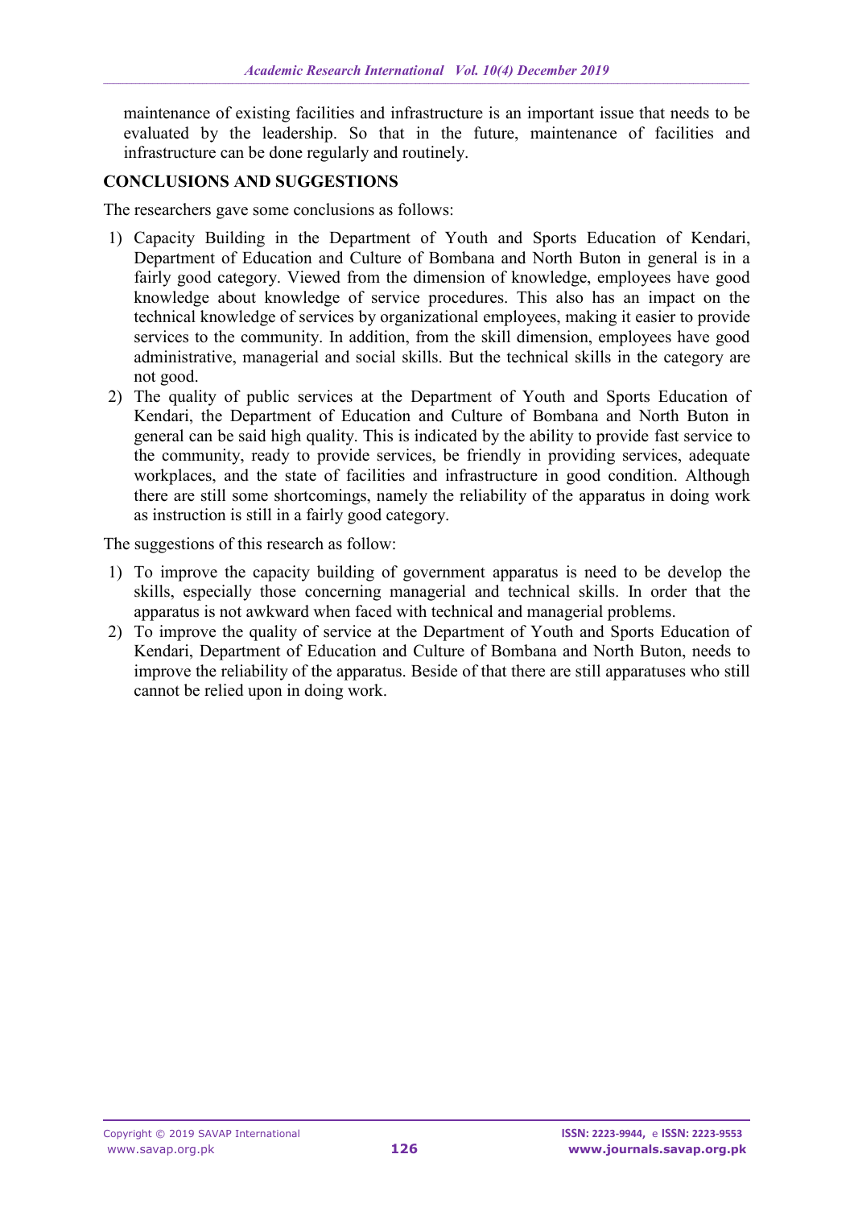maintenance of existing facilities and infrastructure is an important issue that needs to be evaluated by the leadership. So that in the future, maintenance of facilities and infrastructure can be done regularly and routinely.

## CONCLUSIONS AND SUGGESTIONS

The researchers gave some conclusions as follows:

1) Capacity Building in the Department of Youth and Sports Education of Kendari, Department of Education and Culture of Bombana and North Buton in general is in a fairly good category. Viewed from the dimension of knowledge, employees have good knowledge about knowledge of service procedures. This also has an impact on the technical knowledge of services by organizational employees, making it easier to provide services to the community. In addition, from the skill dimension, employees have good administrative, managerial and social skills. But the technical skills in the category are not good.
2) The quality of public services at the Department of Youth and Sports Education of Kendari, the Department of Education and Culture of Bombana and North Buton in general can be said high quality. This is indicated by the ability to provide fast service to the community, ready to provide services, be friendly in providing services, adequate workplaces, and the state of facilities and infrastructure in good condition. Although there are still some shortcomings, namely the reliability of the apparatus in doing work as instruction is still in a fairly good category.

The suggestions of this research as follow:

1) To improve the capacity building of government apparatus is need to be develop the skills, especially those concerning managerial and technical skills. In order that the apparatus is not awkward when faced with technical and managerial problems.
2) To improve the quality of service at the Department of Youth and Sports Education of Kendari, Department of Education and Culture of Bombana and North Buton, needs to improve the reliability of the apparatus. Beside of that there are still apparatuses who still cannot be relied upon in doing work.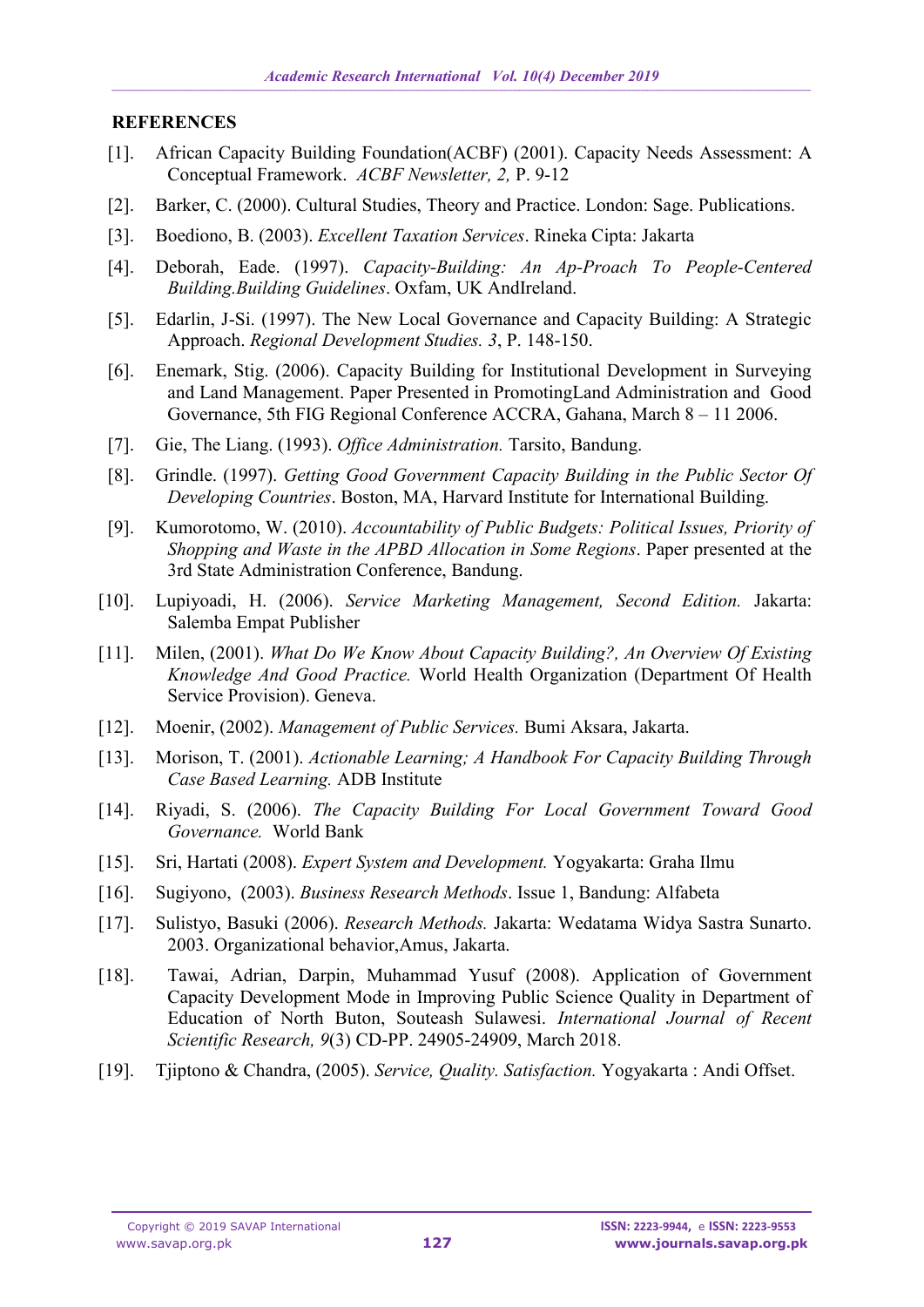**REFERENCES**

[1]. African Capacity Building Foundation(ACBF) (2001). Capacity Needs Assessment: A Conceptual Framework. *ACBF Newsletter, 2,* P. 9-12

[2]. Barker, C. (2000). Cultural Studies, Theory and Practice. London: Sage. Publications.

[3]. Boediono, B. (2003). *Excellent Taxation Services*. Rineka Cipta: Jakarta

[4]. Deborah, Eade. (1997). *Capacity-Building: An Ap-Proach To People-Centered Building.Building Guidelines*. Oxfam, UK AndIreland.

[5]. Edarlin, J-Si. (1997). The New Local Governance and Capacity Building: A Strategic Approach. *Regional Development Studies. 3*, P. 148-150.

[6]. Enemark, Stig. (2006). Capacity Building for Institutional Development in Surveying and Land Management. Paper Presented in PromotingLand Administration and Good Governance, 5th FIG Regional Conference ACCRA, Gahana, March 8 – 11 2006.

[7]. Gie, The Liang. (1993). *Office Administration.* Tarsito, Bandung.

[8]. Grindle. (1997). *Getting Good Government Capacity Building in the Public Sector Of Developing Countries*. Boston, MA, Harvard Institute for International Building.

[9]. Kumorotomo, W. (2010). *Accountability of Public Budgets: Political Issues, Priority of Shopping and Waste in the APBD Allocation in Some Regions*. Paper presented at the 3rd State Administration Conference, Bandung.

[10]. Lupiyoadi, H. (2006). *Service Marketing Management, Second Edition.* Jakarta: Salemba Empat Publisher

[11]. Milen, (2001). *What Do We Know About Capacity Building?, An Overview Of Existing Knowledge And Good Practice.* World Health Organization (Department Of Health Service Provision). Geneva.

[12]. Moenir, (2002). *Management of Public Services.* Bumi Aksara, Jakarta.

[13]. Morison, T. (2001). *Actionable Learning; A Handbook For Capacity Building Through Case Based Learning.* ADB Institute

[14]. Riyadi, S. (2006). *The Capacity Building For Local Government Toward Good Governance.* World Bank

[15]. Sri, Hartati (2008). *Expert System and Development.* Yogyakarta: Graha Ilmu

[16]. Sugiyono, (2003). *Business Research Methods*. Issue 1, Bandung: Alfabeta

[17]. Sulistyo, Basuki (2006). *Research Methods.* Jakarta: Wedatama Widya Sastra Sunarto. 2003. Organizational behavior,Amus, Jakarta.

[18]. Tawai, Adrian, Darpin, Muhammad Yusuf (2008). Application of Government Capacity Development Mode in Improving Public Science Quality in Department of Education of North Buton, Souteash Sulawesi. *International Journal of Recent Scientific Research, 9*(3) CD-PP. 24905-24909, March 2018.

[19]. Tjiptono & Chandra, (2005). *Service, Quality. Satisfaction.* Yogyakarta : Andi Offset.